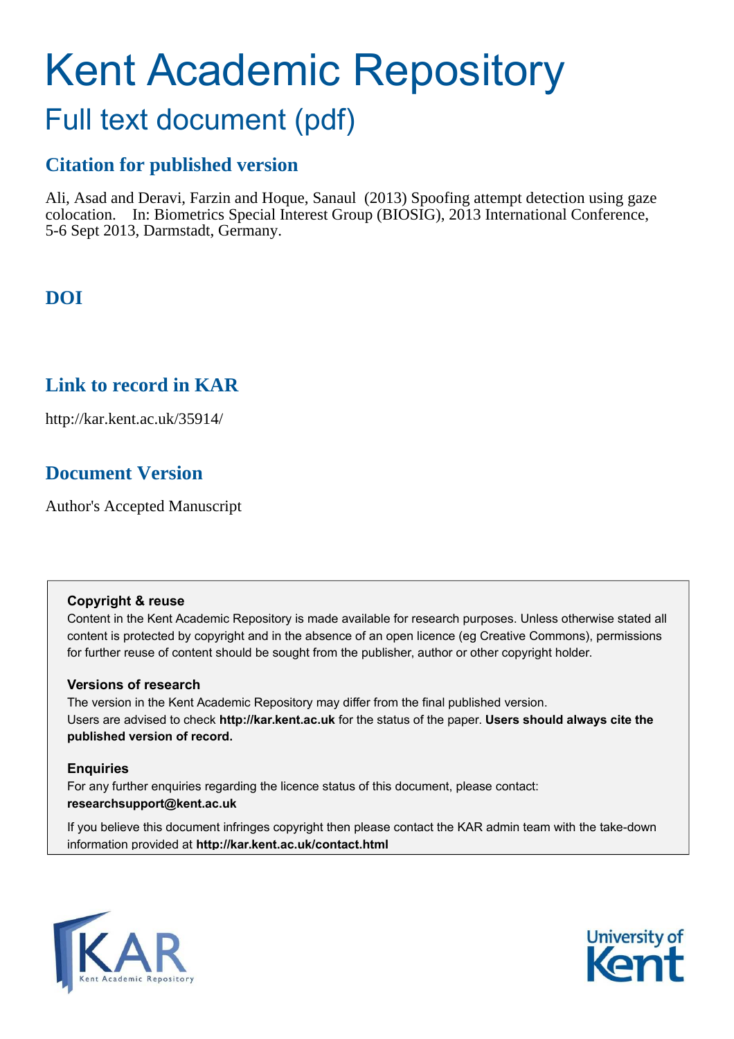# Kent Academic Repository

## Full text document (pdf)

### Citation for published version

Ali, Asad and Deravi, Farzin and Hoque, Sanaul (2013) Spoofing attempt detection using gaze colocation. In: Biometrics Special Interest Group (BIOSIG), 2013 International Conference, 5-6 Sept 2013, Darmstadt, Germany.

### DOI

### Link to record in KAR

http://kar.kent.ac.uk/35914/

### Document Version

Author's Accepted Manuscript

**Copyright & reuse**

Content in the Kent Academic Repository is made available for research purposes. Unless otherwise stated all content is protected by copyright and in the absence of an open licence (eg Creative Commons), permissions for further reuse of content should be sought from the publisher, author or other copyright holder.

**Versions of research**

The version in the Kent Academic Repository may differ from the final published version. Users are advised to check **http://kar.kent.ac.uk** for the status of the paper. **Users should always cite the published version of record.**

**Enquiries**

For any further enquiries regarding the licence status of this document, please contact: **researchsupport@kent.ac.uk**

If you believe this document infringes copyright then please contact the KAR admin team with the take-down information provided at **http://kar.kent.ac.uk/contact.html**

KAR Kent Academic Repository

University of Kent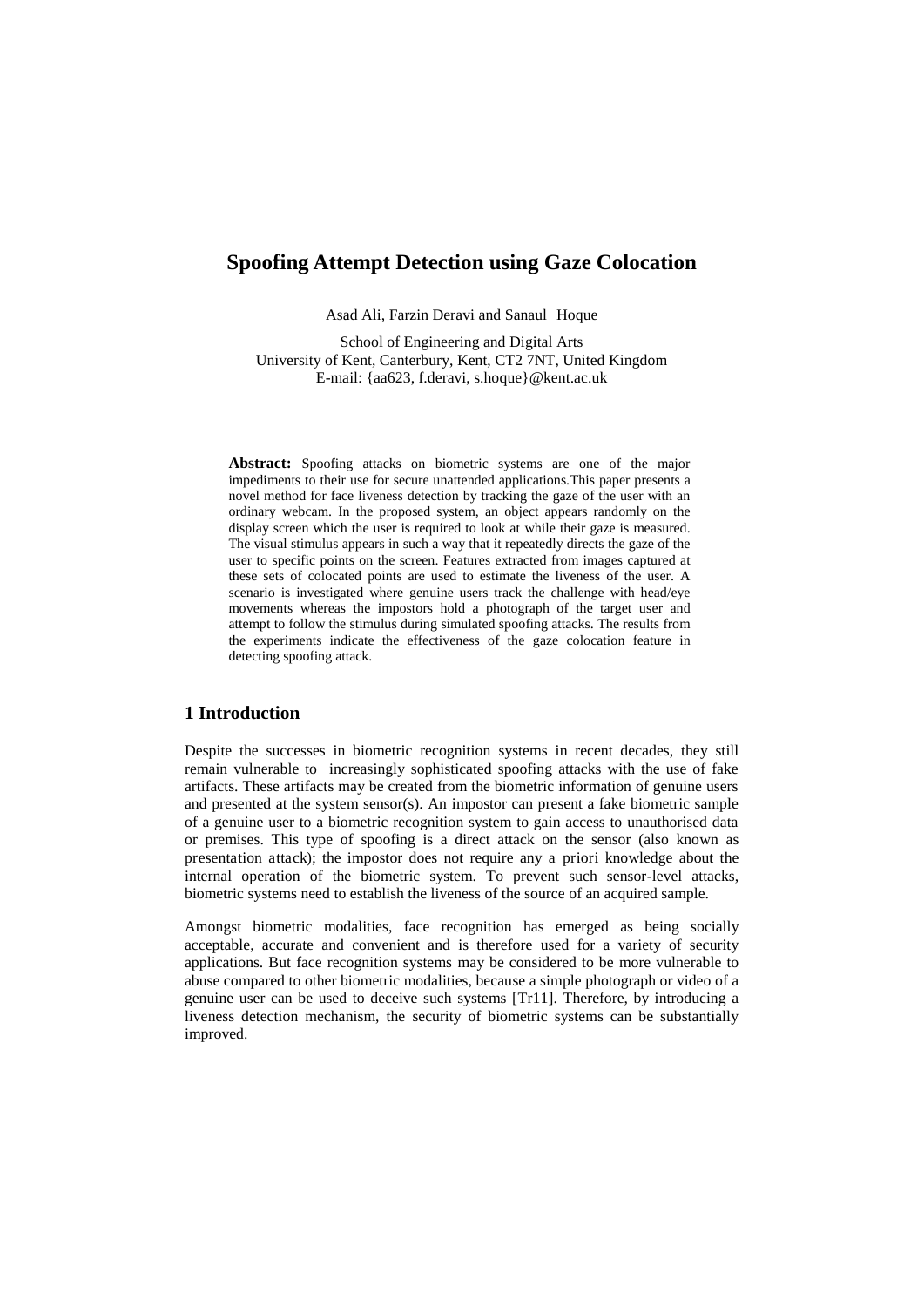# Spoofing Attempt Detection using Gaze Colocation

Asad Ali, Farzin Deravi and Sanaul Hoque

School of Engineering and Digital Arts
University of Kent, Canterbury, Kent, CT2 7NT, United Kingdom
E-mail: {aa623, f.deravi, s.hoque}@kent.ac.uk

**Abstract:** Spoofing attacks on biometric systems are one of the major impediments to their use for secure unattended applications.This paper presents a novel method for face liveness detection by tracking the gaze of the user with an ordinary webcam. In the proposed system, an object appears randomly on the display screen which the user is required to look at while their gaze is measured. The visual stimulus appears in such a way that it repeatedly directs the gaze of the user to specific points on the screen. Features extracted from images captured at these sets of colocated points are used to estimate the liveness of the user. A scenario is investigated where genuine users track the challenge with head/eye movements whereas the impostors hold a photograph of the target user and attempt to follow the stimulus during simulated spoofing attacks. The results from the experiments indicate the effectiveness of the gaze colocation feature in detecting spoofing attack.

## 1 Introduction

Despite the successes in biometric recognition systems in recent decades, they still remain vulnerable to increasingly sophisticated spoofing attacks with the use of fake artifacts. These artifacts may be created from the biometric information of genuine users and presented at the system sensor(s). An impostor can present a fake biometric sample of a genuine user to a biometric recognition system to gain access to unauthorised data or premises. This type of spoofing is a direct attack on the sensor (also known as presentation attack); the impostor does not require any a priori knowledge about the internal operation of the biometric system. To prevent such sensor-level attacks, biometric systems need to establish the liveness of the source of an acquired sample.

Amongst biometric modalities, face recognition has emerged as being socially acceptable, accurate and convenient and is therefore used for a variety of security applications. But face recognition systems may be considered to be more vulnerable to abuse compared to other biometric modalities, because a simple photograph or video of a genuine user can be used to deceive such systems [Tr11]. Therefore, by introducing a liveness detection mechanism, the security of biometric systems can be substantially improved.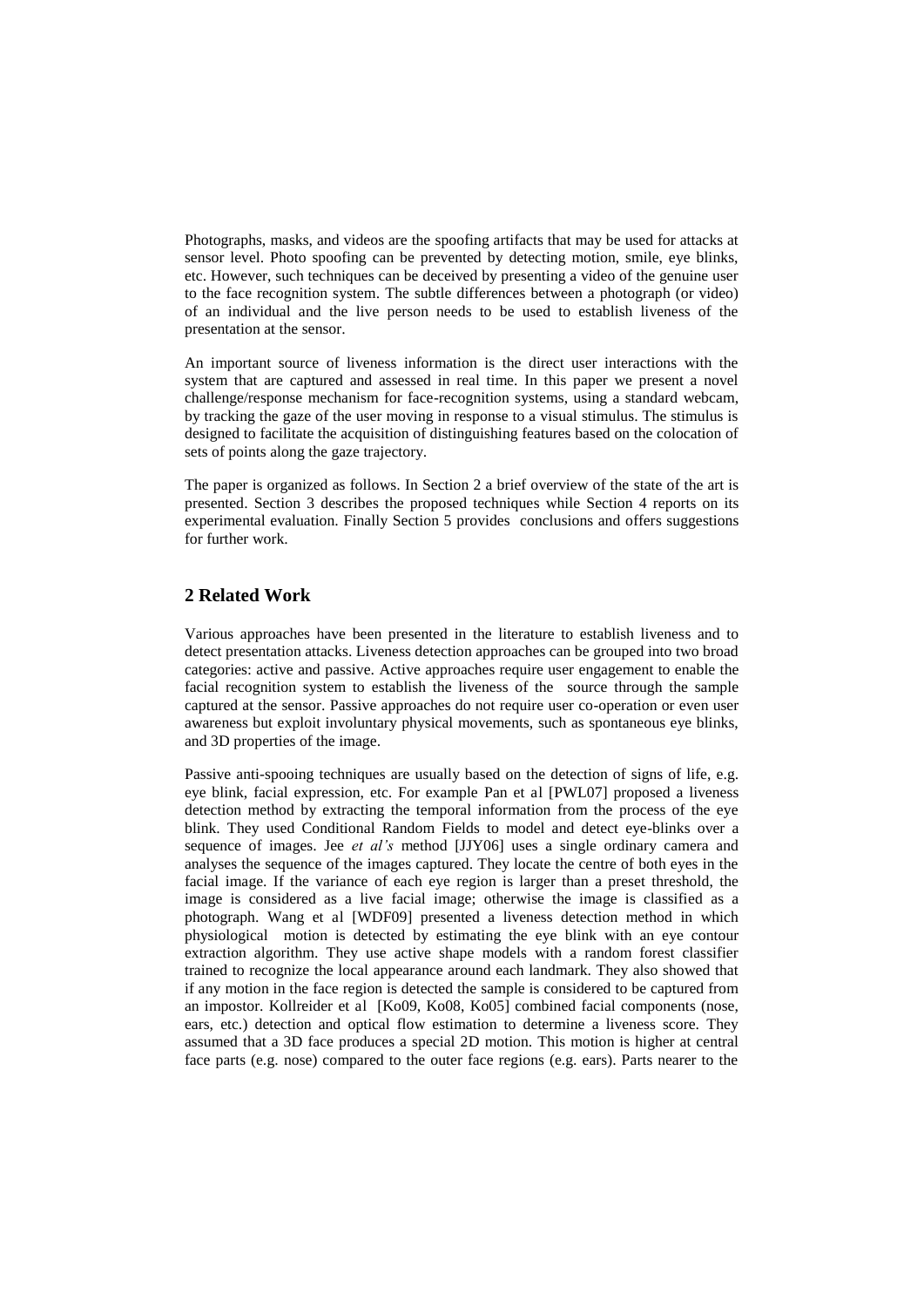Photographs, masks, and videos are the spoofing artifacts that may be used for attacks at sensor level. Photo spoofing can be prevented by detecting motion, smile, eye blinks, etc. However, such techniques can be deceived by presenting a video of the genuine user to the face recognition system. The subtle differences between a photograph (or video) of an individual and the live person needs to be used to establish liveness of the presentation at the sensor.

An important source of liveness information is the direct user interactions with the system that are captured and assessed in real time. In this paper we present a novel challenge/response mechanism for face-recognition systems, using a standard webcam, by tracking the gaze of the user moving in response to a visual stimulus. The stimulus is designed to facilitate the acquisition of distinguishing features based on the colocation of sets of points along the gaze trajectory.

The paper is organized as follows. In Section 2 a brief overview of the state of the art is presented. Section 3 describes the proposed techniques while Section 4 reports on its experimental evaluation. Finally Section 5 provides conclusions and offers suggestions for further work.

## 2 Related Work

Various approaches have been presented in the literature to establish liveness and to detect presentation attacks. Liveness detection approaches can be grouped into two broad categories: active and passive. Active approaches require user engagement to enable the facial recognition system to establish the liveness of the source through the sample captured at the sensor. Passive approaches do not require user co-operation or even user awareness but exploit involuntary physical movements, such as spontaneous eye blinks, and 3D properties of the image.

Passive anti-spooing techniques are usually based on the detection of signs of life, e.g. eye blink, facial expression, etc. For example Pan et al [PWL07] proposed a liveness detection method by extracting the temporal information from the process of the eye blink. They used Conditional Random Fields to model and detect eye-blinks over a sequence of images. Jee *et al's* method [JJY06] uses a single ordinary camera and analyses the sequence of the images captured. They locate the centre of both eyes in the facial image. If the variance of each eye region is larger than a preset threshold, the image is considered as a live facial image; otherwise the image is classified as a photograph. Wang et al [WDF09] presented a liveness detection method in which physiological motion is detected by estimating the eye blink with an eye contour extraction algorithm. They use active shape models with a random forest classifier trained to recognize the local appearance around each landmark. They also showed that if any motion in the face region is detected the sample is considered to be captured from an impostor. Kollreider et al [Ko09, Ko08, Ko05] combined facial components (nose, ears, etc.) detection and optical flow estimation to determine a liveness score. They assumed that a 3D face produces a special 2D motion. This motion is higher at central face parts (e.g. nose) compared to the outer face regions (e.g. ears). Parts nearer to the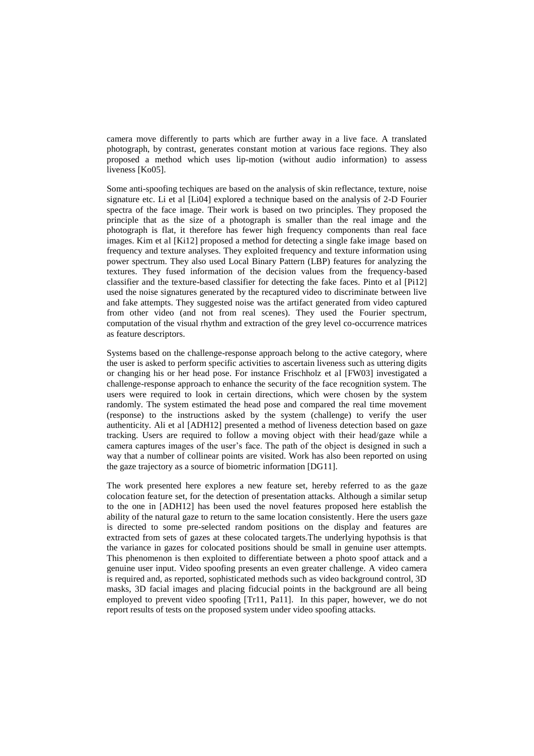camera move differently to parts which are further away in a live face. A translated photograph, by contrast, generates constant motion at various face regions. They also proposed a method which uses lip-motion (without audio information) to assess liveness [Ko05].

Some anti-spoofing techiques are based on the analysis of skin reflectance, texture, noise signature etc. Li et al [Li04] explored a technique based on the analysis of 2-D Fourier spectra of the face image. Their work is based on two principles. They proposed the principle that as the size of a photograph is smaller than the real image and the photograph is flat, it therefore has fewer high frequency components than real face images. Kim et al [Ki12] proposed a method for detecting a single fake image based on frequency and texture analyses. They exploited frequency and texture information using power spectrum. They also used Local Binary Pattern (LBP) features for analyzing the textures. They fused information of the decision values from the frequency-based classifier and the texture-based classifier for detecting the fake faces. Pinto et al [Pi12] used the noise signatures generated by the recaptured video to discriminate between live and fake attempts. They suggested noise was the artifact generated from video captured from other video (and not from real scenes). They used the Fourier spectrum, computation of the visual rhythm and extraction of the grey level co-occurrence matrices as feature descriptors.

Systems based on the challenge-response approach belong to the active category, where the user is asked to perform specific activities to ascertain liveness such as uttering digits or changing his or her head pose. For instance Frischholz et al [FW03] investigated a challenge-response approach to enhance the security of the face recognition system. The users were required to look in certain directions, which were chosen by the system randomly. The system estimated the head pose and compared the real time movement (response) to the instructions asked by the system (challenge) to verify the user authenticity. Ali et al [ADH12] presented a method of liveness detection based on gaze tracking. Users are required to follow a moving object with their head/gaze while a camera captures images of the user's face. The path of the object is designed in such a way that a number of collinear points are visited. Work has also been reported on using the gaze trajectory as a source of biometric information [DG11].

The work presented here explores a new feature set, hereby referred to as the gaze colocation feature set, for the detection of presentation attacks. Although a similar setup to the one in [ADH12] has been used the novel features proposed here establish the ability of the natural gaze to return to the same location consistently. Here the users gaze is directed to some pre-selected random positions on the display and features are extracted from sets of gazes at these colocated targets.The underlying hypothsis is that the variance in gazes for colocated positions should be small in genuine user attempts. This phenomenon is then exploited to differentiate between a photo spoof attack and a genuine user input. Video spoofing presents an even greater challenge. A video camera is required and, as reported, sophisticated methods such as video background control, 3D masks, 3D facial images and placing fidcucial points in the background are all being employed to prevent video spoofing [Tr11, Pa11]. In this paper, however, we do not report results of tests on the proposed system under video spoofing attacks.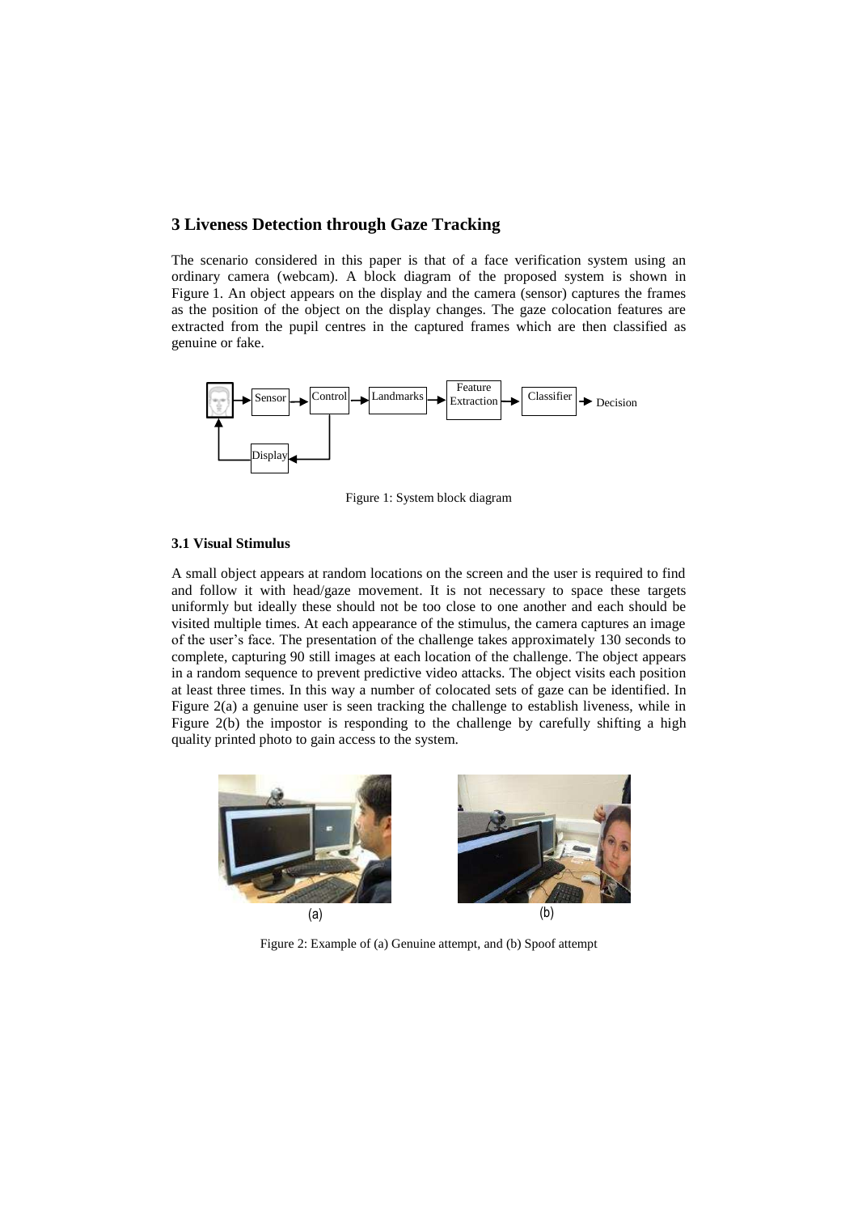## 3 Liveness Detection through Gaze Tracking

The scenario considered in this paper is that of a face verification system using an ordinary camera (webcam). A block diagram of the proposed system is shown in Figure 1. An object appears on the display and the camera (sensor) captures the frames as the position of the object on the display changes. The gaze colocation features are extracted from the pupil centres in the captured frames which are then classified as genuine or fake.

Figure 1: System block diagram

### 3.1 Visual Stimulus

A small object appears at random locations on the screen and the user is required to find and follow it with head/gaze movement. It is not necessary to space these targets uniformly but ideally these should not be too close to one another and each should be visited multiple times. At each appearance of the stimulus, the camera captures an image of the user's face. The presentation of the challenge takes approximately 130 seconds to complete, capturing 90 still images at each location of the challenge. The object appears in a random sequence to prevent predictive video attacks. The object visits each position at least three times. In this way a number of colocated sets of gaze can be identified. In Figure 2(a) a genuine user is seen tracking the challenge to establish liveness, while in Figure 2(b) the impostor is responding to the challenge by carefully shifting a high quality printed photo to gain access to the system.

Figure 2: Example of (a) Genuine attempt, and (b) Spoof attempt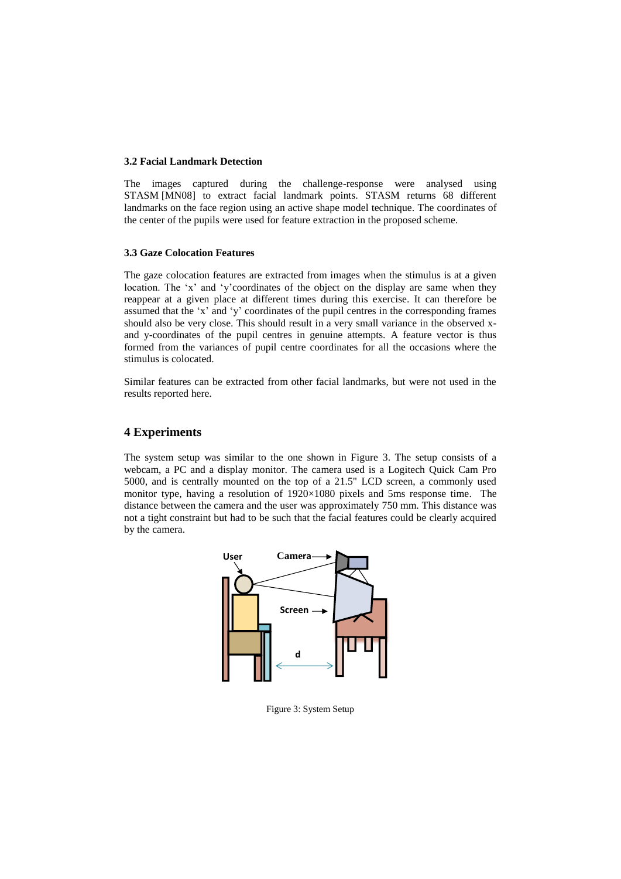### 3.2 Facial Landmark Detection

The images captured during the challenge-response were analysed using STASM [MN08] to extract facial landmark points. STASM returns 68 different landmarks on the face region using an active shape model technique. The coordinates of the center of the pupils were used for feature extraction in the proposed scheme.

### 3.3 Gaze Colocation Features

The gaze colocation features are extracted from images when the stimulus is at a given location. The 'x' and 'y'coordinates of the object on the display are same when they reappear at a given place at different times during this exercise. It can therefore be assumed that the 'x' and 'y' coordinates of the pupil centres in the corresponding frames should also be very close. This should result in a very small variance in the observed x- and y-coordinates of the pupil centres in genuine attempts. A feature vector is thus formed from the variances of pupil centre coordinates for all the occasions where the stimulus is colocated.

Similar features can be extracted from other facial landmarks, but were not used in the results reported here.

## 4 Experiments

The system setup was similar to the one shown in Figure 3. The setup consists of a webcam, a PC and a display monitor. The camera used is a Logitech Quick Cam Pro 5000, and is centrally mounted on the top of a 21.5" LCD screen, a commonly used monitor type, having a resolution of 1920×1080 pixels and 5ms response time. The distance between the camera and the user was approximately 750 mm. This distance was not a tight constraint but had to be such that the facial features could be clearly acquired by the camera.

Figure 3: System Setup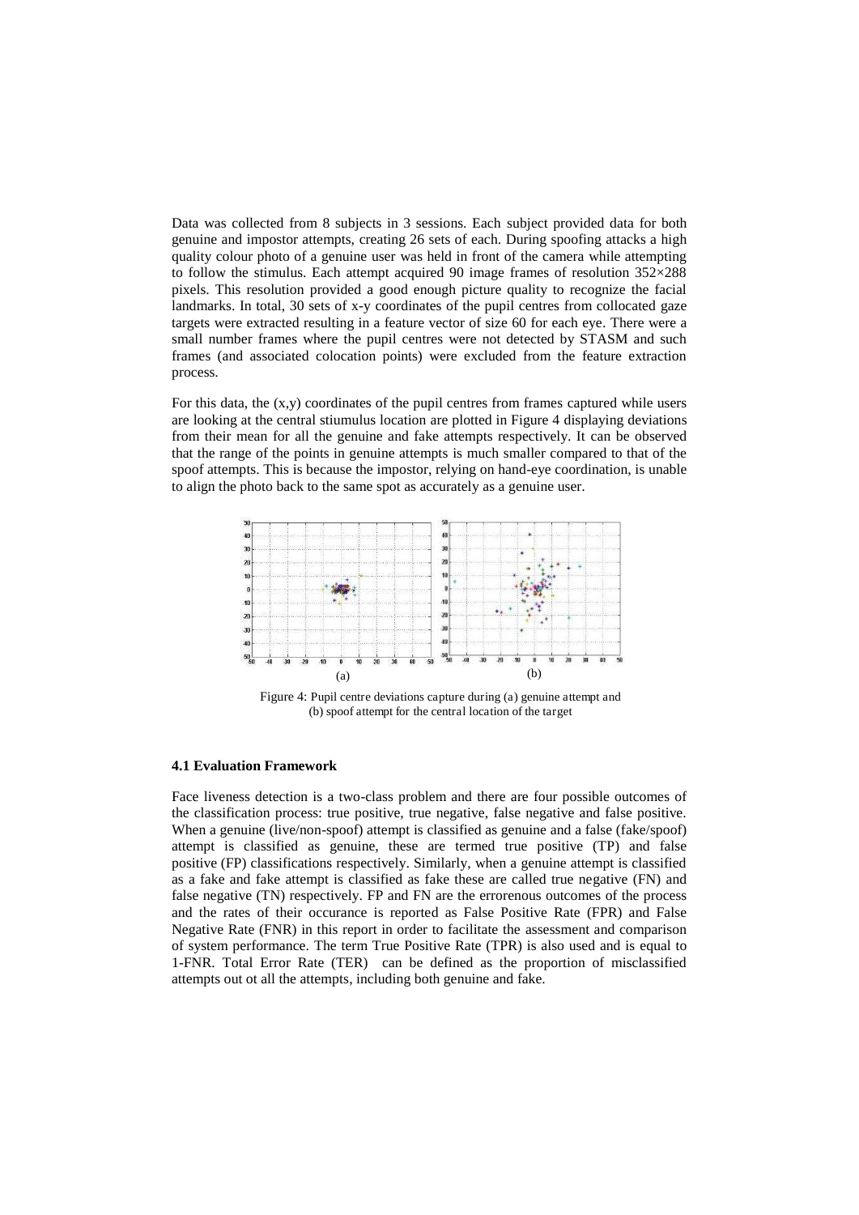Data was collected from 8 subjects in 3 sessions. Each subject provided data for both genuine and impostor attempts, creating 26 sets of each. During spoofing attacks a high quality colour photo of a genuine user was held in front of the camera while attempting to follow the stimulus. Each attempt acquired 90 image frames of resolution 352×288 pixels. This resolution provided a good enough picture quality to recognize the facial landmarks. In total, 30 sets of x-y coordinates of the pupil centres from collocated gaze targets were extracted resulting in a feature vector of size 60 for each eye. There were a small number frames where the pupil centres were not detected by STASM and such frames (and associated colocation points) were excluded from the feature extraction process.

For this data, the (x,y) coordinates of the pupil centres from frames captured while users are looking at the central stiumulus location are plotted in Figure 4 displaying deviations from their mean for all the genuine and fake attempts respectively. It can be observed that the range of the points in genuine attempts is much smaller compared to that of the spoof attempts. This is because the impostor, relying on hand-eye coordination, is unable to align the photo back to the same spot as accurately as a genuine user.

(a) (b)

Figure 4: Pupil centre deviations capture during (a) genuine attempt and (b) spoof attempt for the central location of the target

#### 4.1 Evaluation Framework

Face liveness detection is a two-class problem and there are four possible outcomes of the classification process: true positive, true negative, false negative and false positive. When a genuine (live/non-spoof) attempt is classified as genuine and a false (fake/spoof) attempt is classified as genuine, these are termed true positive (TP) and false positive (FP) classifications respectively. Similarly, when a genuine attempt is classified as a fake and fake attempt is classified as fake these are called true negative (FN) and false negative (TN) respectively. FP and FN are the errorenous outcomes of the process and the rates of their occurance is reported as False Positive Rate (FPR) and False Negative Rate (FNR) in this report in order to facilitate the assessment and comparison of system performance. The term True Positive Rate (TPR) is also used and is equal to 1-FNR. Total Error Rate (TER) can be defined as the proportion of misclassified attempts out ot all the attempts, including both genuine and fake.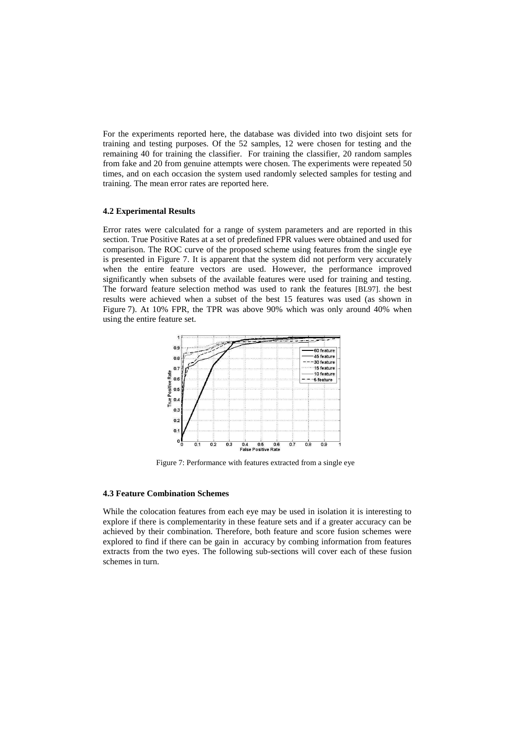For the experiments reported here, the database was divided into two disjoint sets for training and testing purposes. Of the 52 samples, 12 were chosen for testing and the remaining 40 for training the classifier. For training the classifier, 20 random samples from fake and 20 from genuine attempts were chosen. The experiments were repeated 50 times, and on each occasion the system used randomly selected samples for testing and training. The mean error rates are reported here.

### 4.2 Experimental Results

Error rates were calculated for a range of system parameters and are reported in this section. True Positive Rates at a set of predefined FPR values were obtained and used for comparison. The ROC curve of the proposed scheme using features from the single eye is presented in Figure 7. It is apparent that the system did not perform very accurately when the entire feature vectors are used. However, the performance improved significantly when subsets of the available features were used for training and testing. The forward feature selection method was used to rank the features [BL97]. the best results were achieved when a subset of the best 15 features was used (as shown in Figure 7). At 10% FPR, the TPR was above 90% which was only around 40% when using the entire feature set.

Figure 7: Performance with features extracted from a single eye

### 4.3 Feature Combination Schemes

While the colocation features from each eye may be used in isolation it is interesting to explore if there is complementarity in these feature sets and if a greater accuracy can be achieved by their combination. Therefore, both feature and score fusion schemes were explored to find if there can be gain in accuracy by combing information from features extracts from the two eyes. The following sub-sections will cover each of these fusion schemes in turn.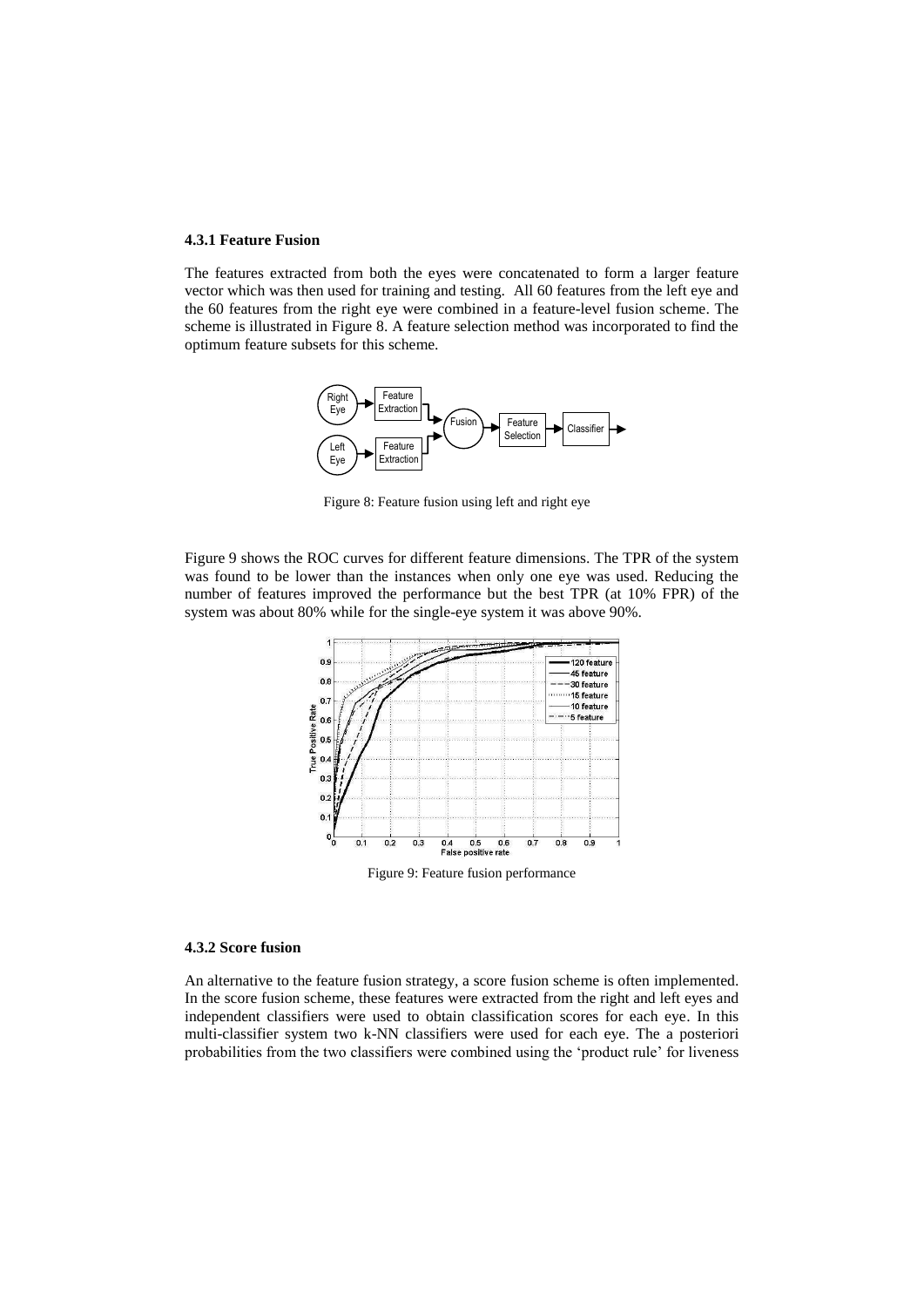#### 4.3.1 Feature Fusion

The features extracted from both the eyes were concatenated to form a larger feature vector which was then used for training and testing. All 60 features from the left eye and the 60 features from the right eye were combined in a feature-level fusion scheme. The scheme is illustrated in Figure 8. A feature selection method was incorporated to find the optimum feature subsets for this scheme.

Figure 8: Feature fusion using left and right eye

Figure 9 shows the ROC curves for different feature dimensions. The TPR of the system was found to be lower than the instances when only one eye was used. Reducing the number of features improved the performance but the best TPR (at 10% FPR) of the system was about 80% while for the single-eye system it was above 90%.

Figure 9: Feature fusion performance

#### 4.3.2 Score fusion

An alternative to the feature fusion strategy, a score fusion scheme is often implemented. In the score fusion scheme, these features were extracted from the right and left eyes and independent classifiers were used to obtain classification scores for each eye. In this multi-classifier system two k-NN classifiers were used for each eye. The a posteriori probabilities from the two classifiers were combined using the 'product rule' for liveness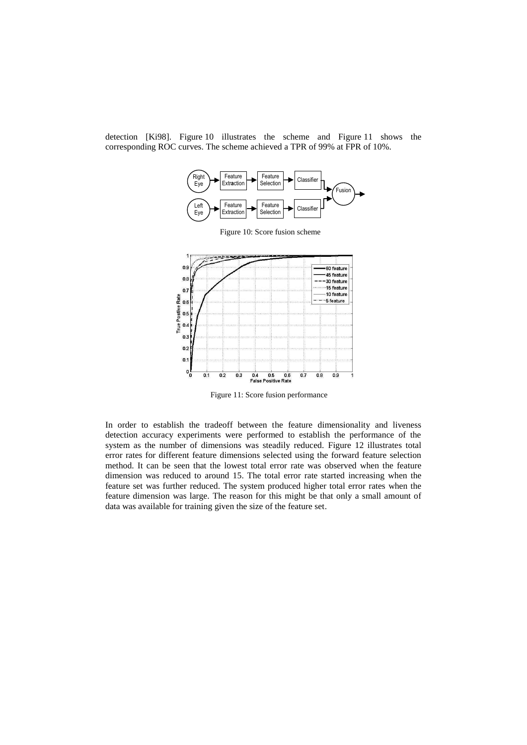detection [Ki98]. Figure 10 illustrates the scheme and Figure 11 shows the corresponding ROC curves. The scheme achieved a TPR of 99% at FPR of 10%.

Figure 10: Score fusion scheme

Figure 11: Score fusion performance

In order to establish the tradeoff between the feature dimensionality and liveness detection accuracy experiments were performed to establish the performance of the system as the number of dimensions was steadily reduced. Figure 12 illustrates total error rates for different feature dimensions selected using the forward feature selection method. It can be seen that the lowest total error rate was observed when the feature dimension was reduced to around 15. The total error rate started increasing when the feature set was further reduced. The system produced higher total error rates when the feature dimension was large. The reason for this might be that only a small amount of data was available for training given the size of the feature set.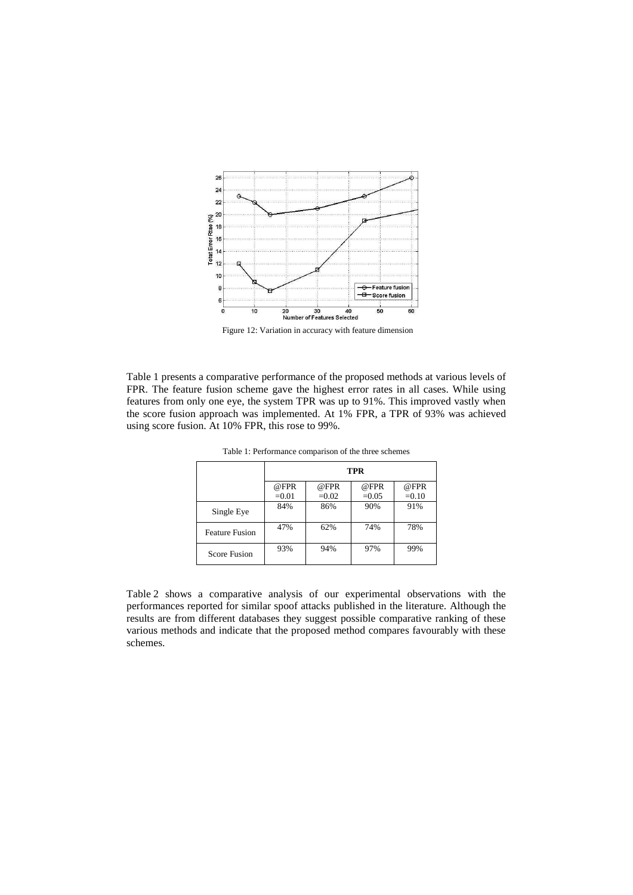Figure 12: Variation in accuracy with feature dimension

Table 1 presents a comparative performance of the proposed methods at various levels of FPR. The feature fusion scheme gave the highest error rates in all cases. While using features from only one eye, the system TPR was up to 91%. This improved vastly when the score fusion approach was implemented. At 1% FPR, a TPR of 93% was achieved using score fusion. At 10% FPR, this rose to 99%.

Table 1: Performance comparison of the three schemes

| | **TPR** | | | |
|---|---|---|---|---|
| | @FPR =0.01 | @FPR =0.02 | @FPR =0.05 | @FPR =0.10 |
| Single Eye | 84% | 86% | 90% | 91% |
| Feature Fusion | 47% | 62% | 74% | 78% |
| Score Fusion | 93% | 94% | 97% | 99% |

Table 2 shows a comparative analysis of our experimental observations with the performances reported for similar spoof attacks published in the literature. Although the results are from different databases they suggest possible comparative ranking of these various methods and indicate that the proposed method compares favourably with these schemes.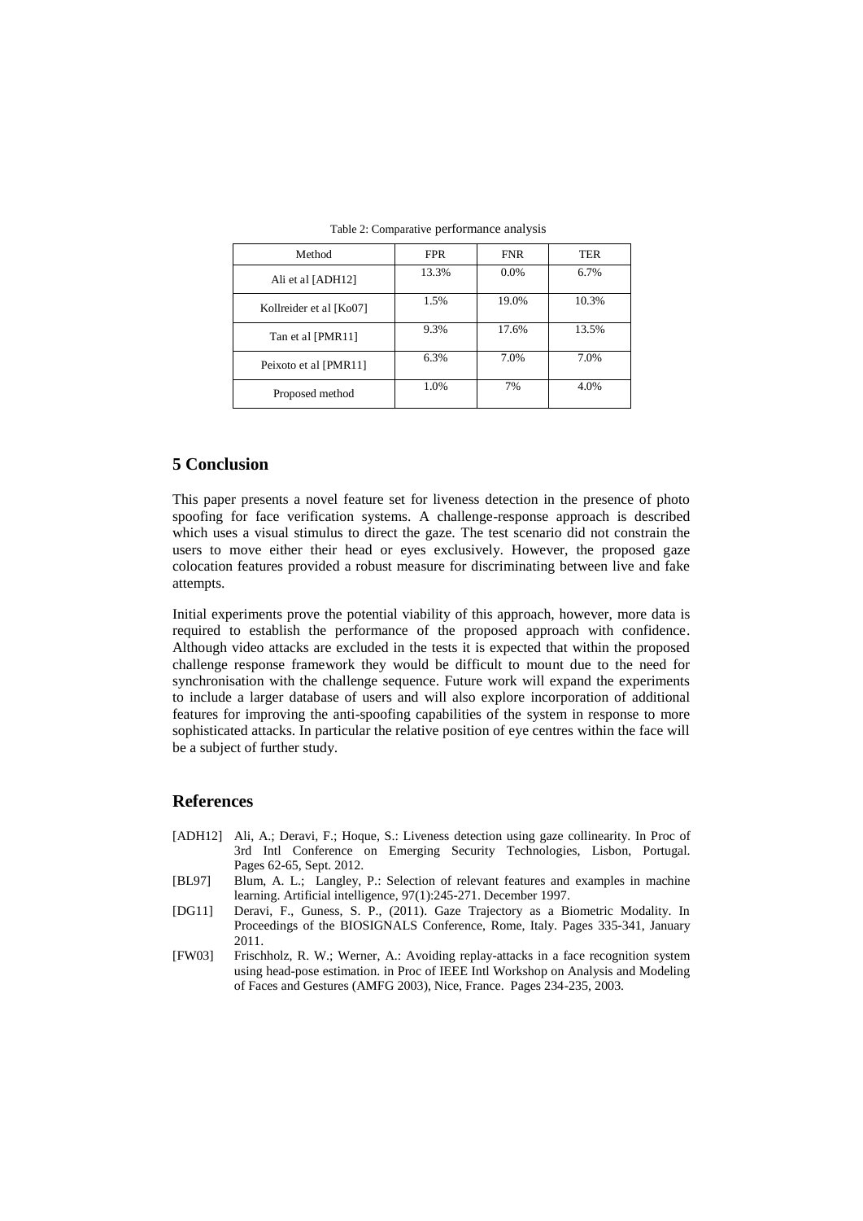Table 2: Comparative performance analysis

| Method | FPR | FNR | TER |
|---|---|---|---|
| Ali et al [ADH12] | 13.3% | 0.0% | 6.7% |
| Kollreider et al [Ko07] | 1.5% | 19.0% | 10.3% |
| Tan et al [PMR11] | 9.3% | 17.6% | 13.5% |
| Peixoto et al [PMR11] | 6.3% | 7.0% | 7.0% |
| Proposed method | 1.0% | 7% | 4.0% |

## 5 Conclusion

This paper presents a novel feature set for liveness detection in the presence of photo spoofing for face verification systems. A challenge-response approach is described which uses a visual stimulus to direct the gaze. The test scenario did not constrain the users to move either their head or eyes exclusively. However, the proposed gaze colocation features provided a robust measure for discriminating between live and fake attempts.

Initial experiments prove the potential viability of this approach, however, more data is required to establish the performance of the proposed approach with confidence. Although video attacks are excluded in the tests it is expected that within the proposed challenge response framework they would be difficult to mount due to the need for synchronisation with the challenge sequence. Future work will expand the experiments to include a larger database of users and will also explore incorporation of additional features for improving the anti-spoofing capabilities of the system in response to more sophisticated attacks. In particular the relative position of eye centres within the face will be a subject of further study.

## References

[ADH12] Ali, A.; Deravi, F.; Hoque, S.: Liveness detection using gaze collinearity. In Proc of 3rd Intl Conference on Emerging Security Technologies, Lisbon, Portugal. Pages 62-65, Sept. 2012.

[BL97] Blum, A. L.; Langley, P.: Selection of relevant features and examples in machine learning. Artificial intelligence, 97(1):245-271. December 1997.

[DG11] Deravi, F., Guness, S. P., (2011). Gaze Trajectory as a Biometric Modality. In Proceedings of the BIOSIGNALS Conference, Rome, Italy. Pages 335-341, January 2011.

[FW03] Frischholz, R. W.; Werner, A.: Avoiding replay-attacks in a face recognition system using head-pose estimation. in Proc of IEEE Intl Workshop on Analysis and Modeling of Faces and Gestures (AMFG 2003), Nice, France. Pages 234-235, 2003.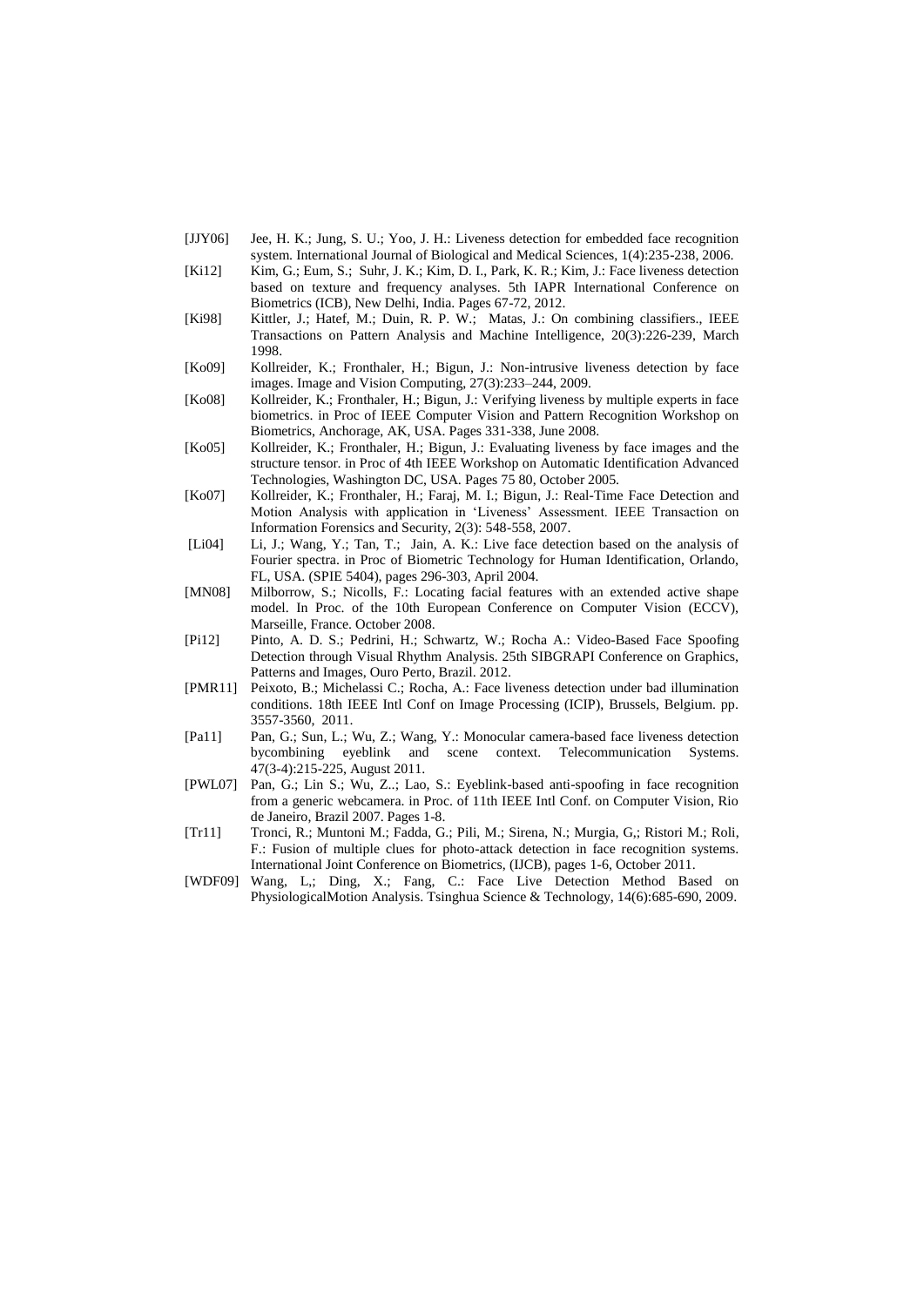[JJY06] Jee, H. K.; Jung, S. U.; Yoo, J. H.: Liveness detection for embedded face recognition system. International Journal of Biological and Medical Sciences, 1(4):235-238, 2006.

[Ki12] Kim, G.; Eum, S.; Suhr, J. K.; Kim, D. I., Park, K. R.; Kim, J.: Face liveness detection based on texture and frequency analyses. 5th IAPR International Conference on Biometrics (ICB), New Delhi, India. Pages 67-72, 2012.

[Ki98] Kittler, J.; Hatef, M.; Duin, R. P. W.; Matas, J.: On combining classifiers., IEEE Transactions on Pattern Analysis and Machine Intelligence, 20(3):226-239, March 1998.

[Ko09] Kollreider, K.; Fronthaler, H.; Bigun, J.: Non-intrusive liveness detection by face images. Image and Vision Computing, 27(3):233–244, 2009.

[Ko08] Kollreider, K.; Fronthaler, H.; Bigun, J.: Verifying liveness by multiple experts in face biometrics. in Proc of IEEE Computer Vision and Pattern Recognition Workshop on Biometrics, Anchorage, AK, USA. Pages 331-338, June 2008.

[Ko05] Kollreider, K.; Fronthaler, H.; Bigun, J.: Evaluating liveness by face images and the structure tensor. in Proc of 4th IEEE Workshop on Automatic Identification Advanced Technologies, Washington DC, USA. Pages 75 80, October 2005.

[Ko07] Kollreider, K.; Fronthaler, H.; Faraj, M. I.; Bigun, J.: Real-Time Face Detection and Motion Analysis with application in 'Liveness' Assessment. IEEE Transaction on Information Forensics and Security, 2(3): 548-558, 2007.

[Li04] Li, J.; Wang, Y.; Tan, T.; Jain, A. K.: Live face detection based on the analysis of Fourier spectra. in Proc of Biometric Technology for Human Identification, Orlando, FL, USA. (SPIE 5404), pages 296-303, April 2004.

[MN08] Milborrow, S.; Nicolls, F.: Locating facial features with an extended active shape model. In Proc. of the 10th European Conference on Computer Vision (ECCV), Marseille, France. October 2008.

[Pi12] Pinto, A. D. S.; Pedrini, H.; Schwartz, W.; Rocha A.: Video-Based Face Spoofing Detection through Visual Rhythm Analysis. 25th SIBGRAPI Conference on Graphics, Patterns and Images, Ouro Perto, Brazil. 2012.

[PMR11] Peixoto, B.; Michelassi C.; Rocha, A.: Face liveness detection under bad illumination conditions. 18th IEEE Intl Conf on Image Processing (ICIP), Brussels, Belgium. pp. 3557-3560, 2011.

[Pa11] Pan, G.; Sun, L.; Wu, Z.; Wang, Y.: Monocular camera-based face liveness detection bycombining eyeblink and scene context. Telecommunication Systems. 47(3-4):215-225, August 2011.

[PWL07] Pan, G.; Lin S.; Wu, Z..; Lao, S.: Eyeblink-based anti-spoofing in face recognition from a generic webcamera. in Proc. of 11th IEEE Intl Conf. on Computer Vision, Rio de Janeiro, Brazil 2007. Pages 1-8.

[Tr11] Tronci, R.; Muntoni M.; Fadda, G.; Pili, M.; Sirena, N.; Murgia, G,; Ristori M.; Roli, F.: Fusion of multiple clues for photo-attack detection in face recognition systems. International Joint Conference on Biometrics, (IJCB), pages 1-6, October 2011.

[WDF09] Wang, L,; Ding, X.; Fang, C.: Face Live Detection Method Based on PhysiologicalMotion Analysis. Tsinghua Science & Technology, 14(6):685-690, 2009.